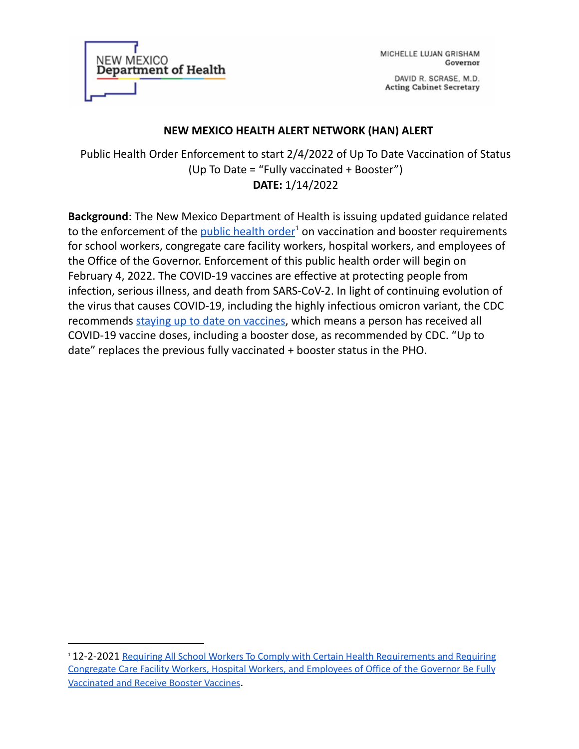NEW MEXICO
Department of Health

MICHELLE LUJAN GRISHAM
Governor

DAVID R. SCRASE, M.D.
Acting Cabinet Secretary

## NEW MEXICO HEALTH ALERT NETWORK (HAN) ALERT

Public Health Order Enforcement to start 2/4/2022 of Up To Date Vaccination of Status (Up To Date = "Fully vaccinated + Booster")
**DATE:** 1/14/2022

**Background**: The New Mexico Department of Health is issuing updated guidance related to the enforcement of the public health order[1] on vaccination and booster requirements for school workers, congregate care facility workers, hospital workers, and employees of the Office of the Governor. Enforcement of this public health order will begin on February 4, 2022. The COVID-19 vaccines are effective at protecting people from infection, serious illness, and death from SARS-CoV-2. In light of continuing evolution of the virus that causes COVID-19, including the highly infectious omicron variant, the CDC recommends staying up to date on vaccines, which means a person has received all COVID-19 vaccine doses, including a booster dose, as recommended by CDC. "Up to date" replaces the previous fully vaccinated + booster status in the PHO.

---

[1] 12-2-2021 Requiring All School Workers To Comply with Certain Health Requirements and Requiring Congregate Care Facility Workers, Hospital Workers, and Employees of Office of the Governor Be Fully Vaccinated and Receive Booster Vaccines.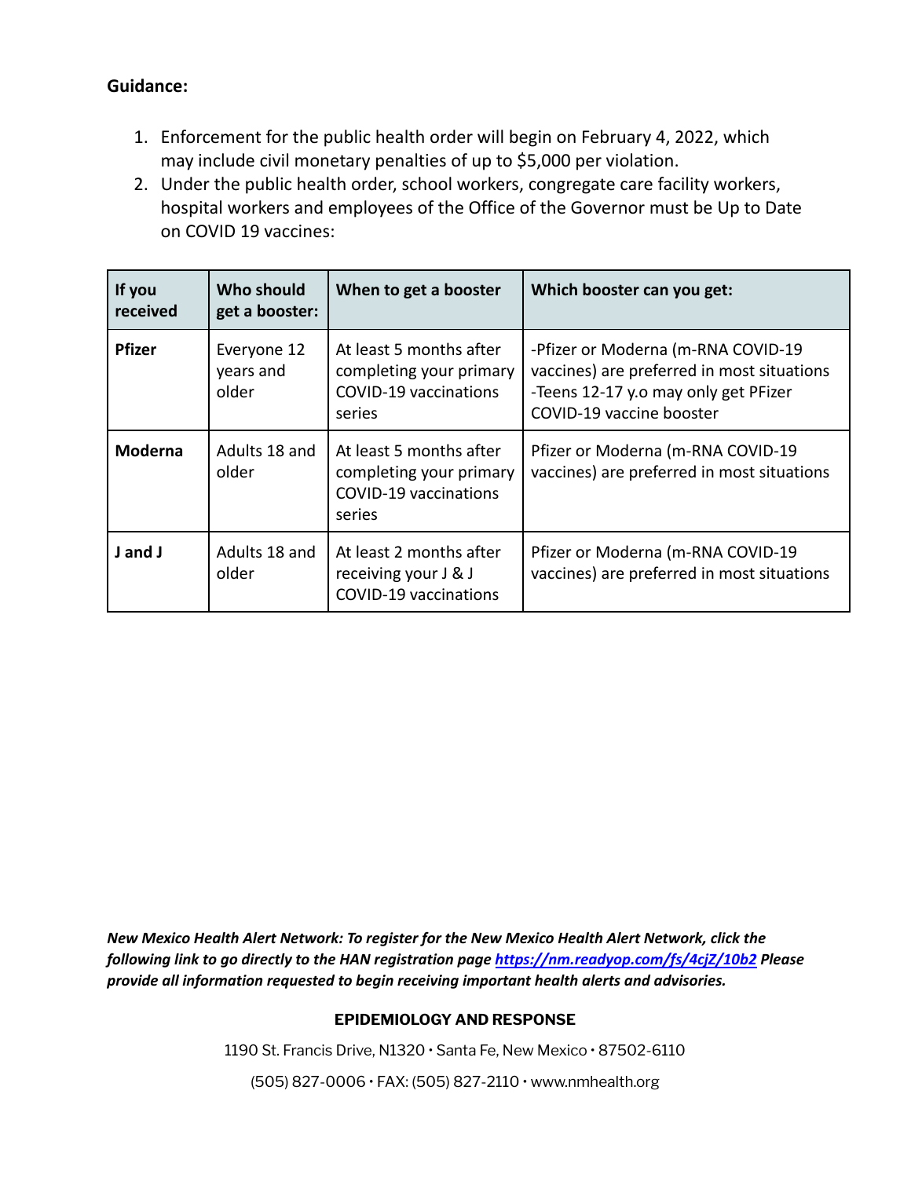**Guidance:**

1. Enforcement for the public health order will begin on February 4, 2022, which may include civil monetary penalties of up to $5,000 per violation.
2. Under the public health order, school workers, congregate care facility workers, hospital workers and employees of the Office of the Governor must be Up to Date on COVID 19 vaccines:

| If you received | Who should get a booster: | When to get a booster | Which booster can you get: |
|---|---|---|---|
| **Pfizer** | Everyone 12 years and older | At least 5 months after completing your primary COVID-19 vaccinations series | -Pfizer or Moderna (m-RNA COVID-19 vaccines) are preferred in most situations<br>-Teens 12-17 y.o may only get PFizer COVID-19 vaccine booster |
| **Moderna** | Adults 18 and older | At least 5 months after completing your primary COVID-19 vaccinations series | Pfizer or Moderna (m-RNA COVID-19 vaccines) are preferred in most situations |
| **J and J** | Adults 18 and older | At least 2 months after receiving your J & J COVID-19 vaccinations | Pfizer or Moderna (m-RNA COVID-19 vaccines) are preferred in most situations |

***New Mexico Health Alert Network: To register for the New Mexico Health Alert Network, click the following link to go directly to the HAN registration page [https://nm.readyop.com/fs/4cjZ/10b2](https://nm.readyop.com/fs/4cjZ/10b2) Please provide all information requested to begin receiving important health alerts and advisories.***

**EPIDEMIOLOGY AND RESPONSE**

1190 St. Francis Drive, N1320 • Santa Fe, New Mexico • 87502-6110

(505) 827-0006 • FAX: (505) 827-2110 • www.nmhealth.org